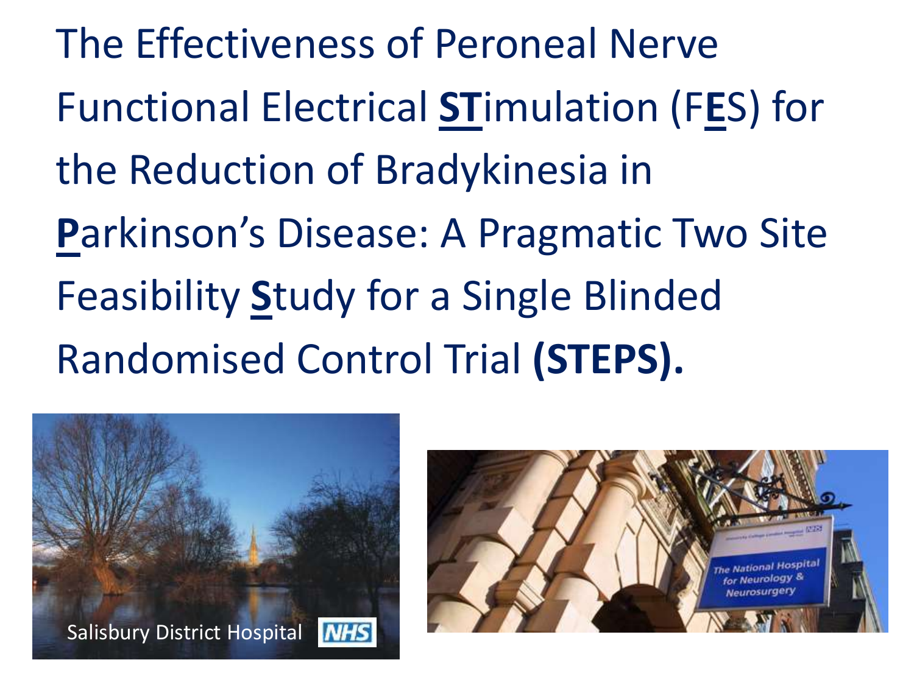# The Effectiveness of Peroneal Nerve Functional Electrical **STimulation** (F**E**S) for the Reduction of Bradykinesia in **P**arkinson's Disease: A Pragmatic Two Site Feasibility **S**tudy for a Single Blinded Randomised Control Trial **(STEPS).**

Salisbury District Hospital NHS

The National Hospital for Neurology & Neurosurgery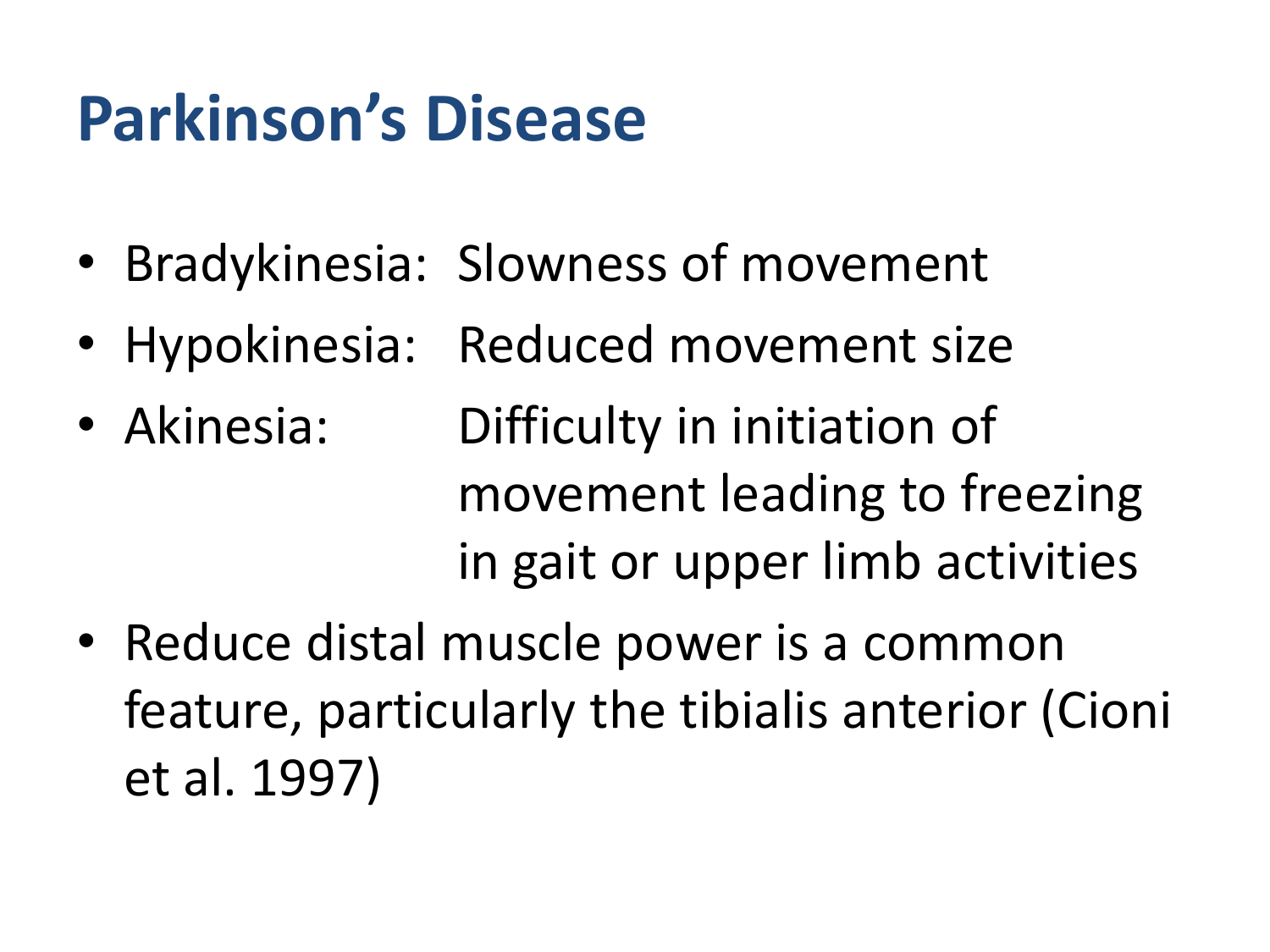# Parkinson’s Disease

- Bradykinesia: Slowness of movement
- Hypokinesia: Reduced movement size
- Akinesia: Difficulty in initiation of movement leading to freezing in gait or upper limb activities
- Reduce distal muscle power is a common feature, particularly the tibialis anterior (Cioni et al. 1997)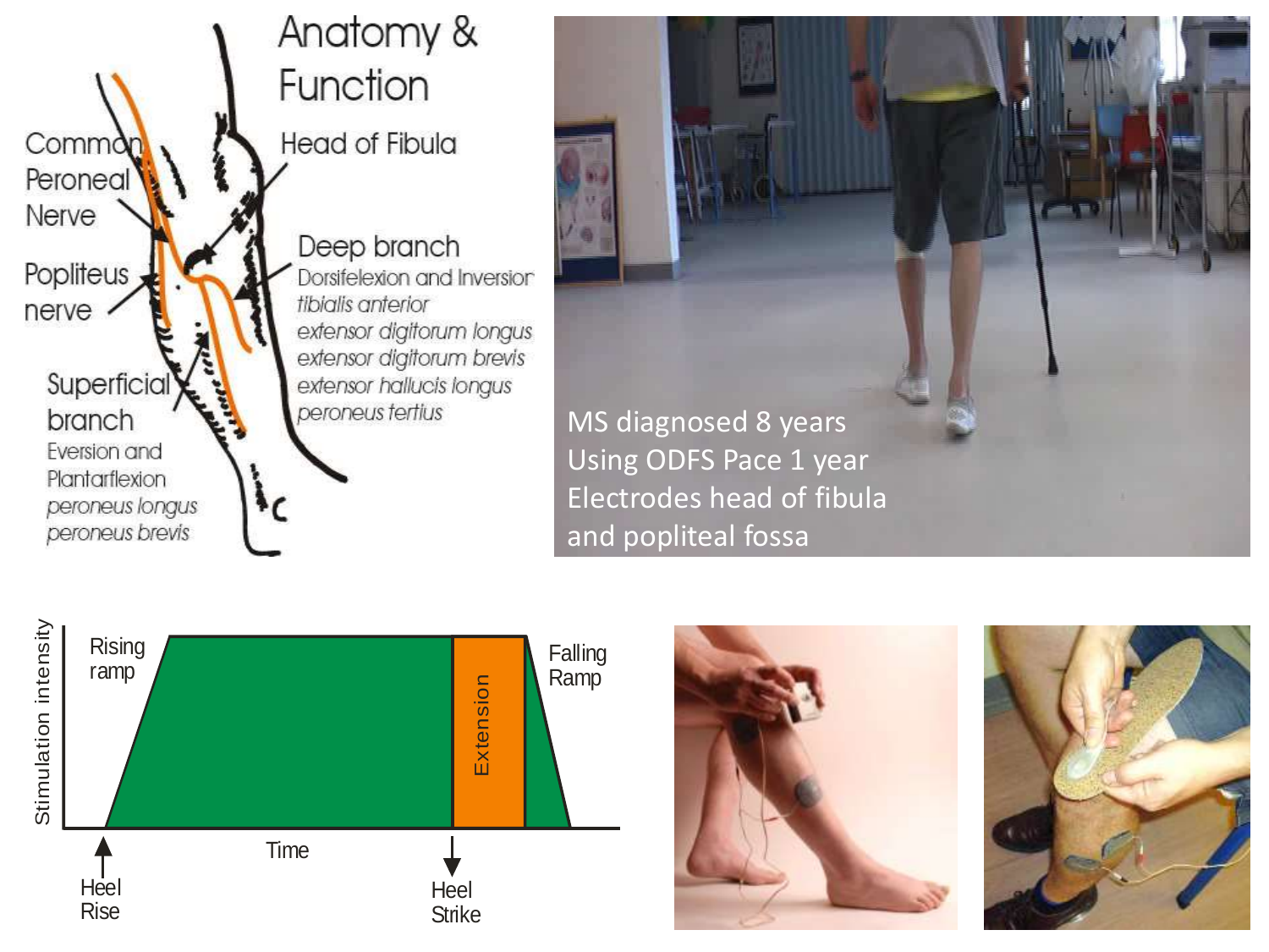# Anatomy & Function

Common Peroneal Nerve

Popliteus nerve

Head of Fibula

Deep branch
Dorsifelexion and Inversion
*tibialis anterior*
*extensor digitorum longus*
*extensor digitorum brevis*
*extensor hallucis longus*
*peroneus tertius*

Superficial branch
Eversion and Plantarflexion
*peroneus longus*
*peroneus brevis*

MS diagnosed 8 years
Using ODFS Pace 1 year
Electrodes head of fibula and popliteal fossa

Stimulation intensity

Rising ramp

Extension

Falling Ramp

Time

Heel Rise

Heel Strike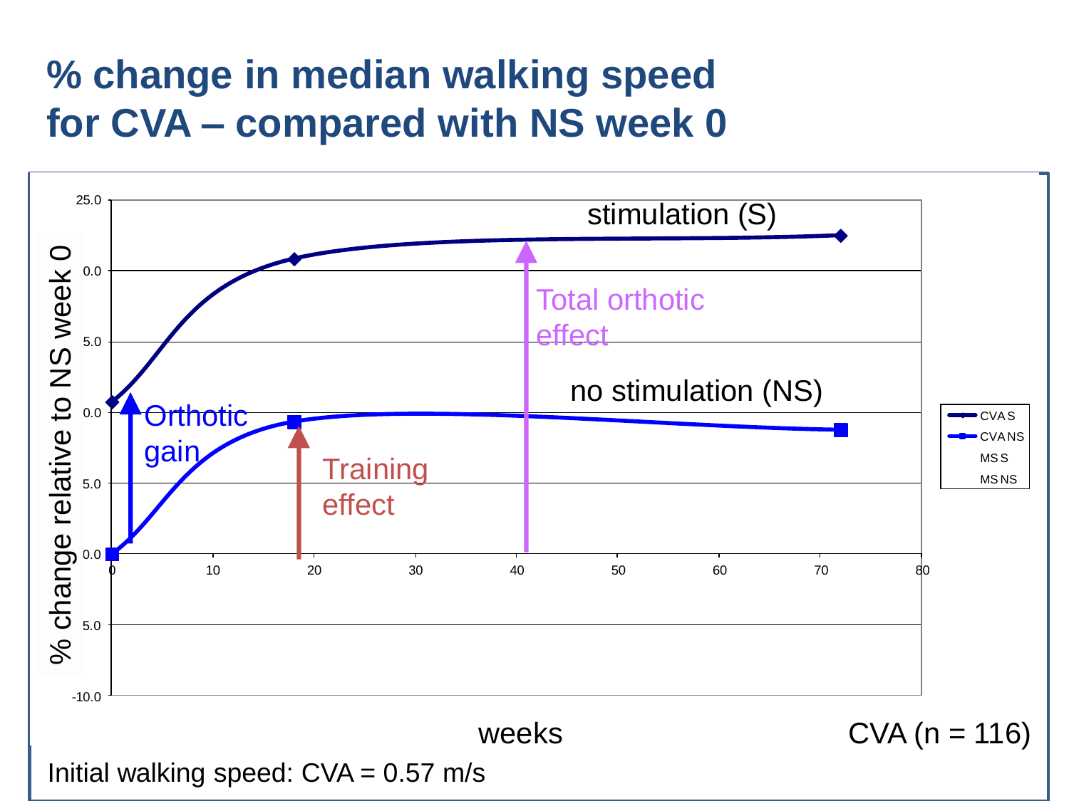# % change in median walking speed for CVA – compared with NS week 0

stimulation (S)

Total orthotic effect

no stimulation (NS)

Orthotic gain

Training effect

% change relative to NS week 0

weeks

CVA (n = 116)

Initial walking speed: CVA = 0.57 m/s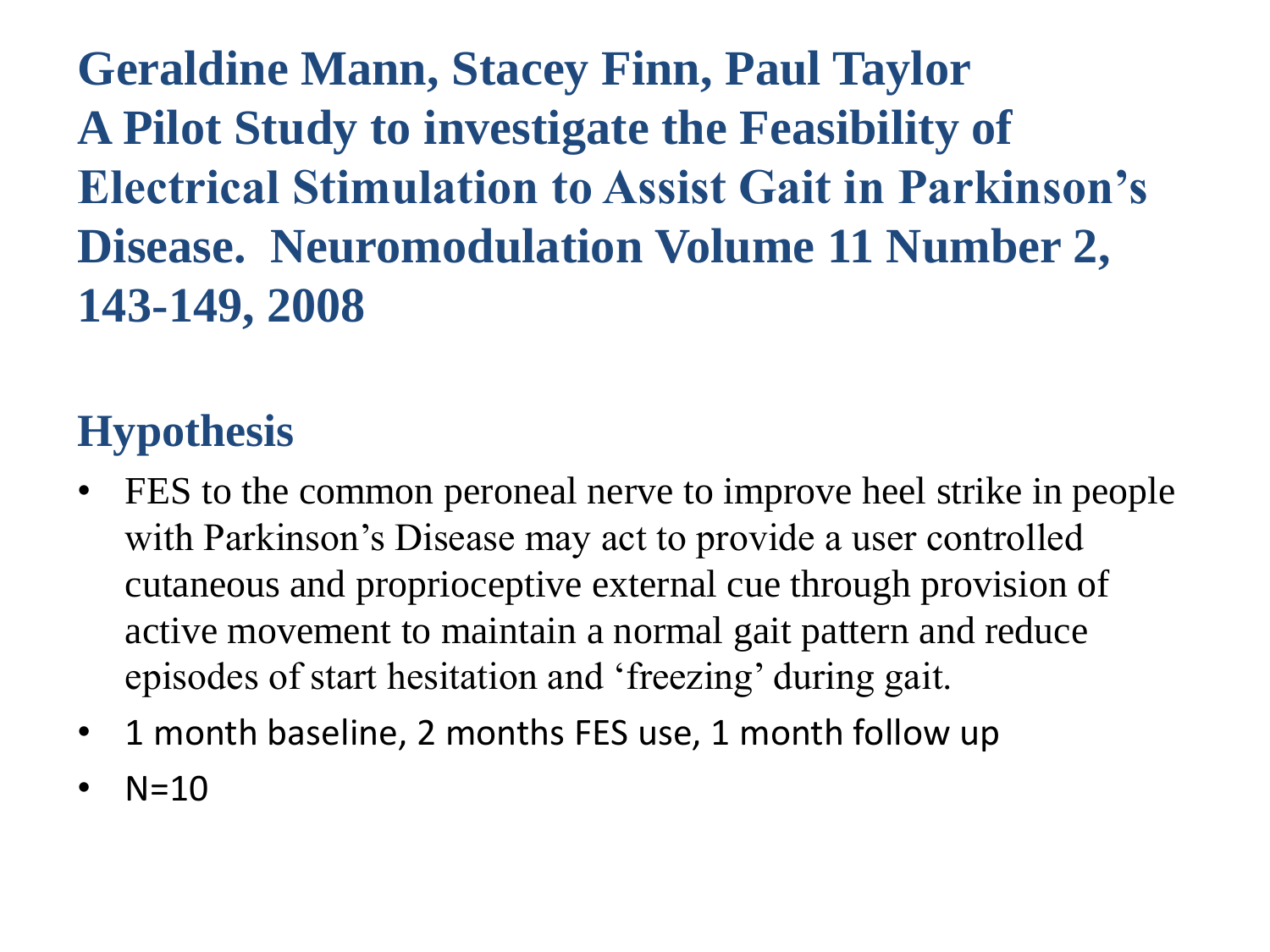# Geraldine Mann, Stacey Finn, Paul Taylor
# A Pilot Study to investigate the Feasibility of Electrical Stimulation to Assist Gait in Parkinson's Disease. Neuromodulation Volume 11 Number 2, 143-149, 2008

## Hypothesis

- FES to the common peroneal nerve to improve heel strike in people with Parkinson's Disease may act to provide a user controlled cutaneous and proprioceptive external cue through provision of active movement to maintain a normal gait pattern and reduce episodes of start hesitation and 'freezing' during gait.
- 1 month baseline, 2 months FES use, 1 month follow up
- N=10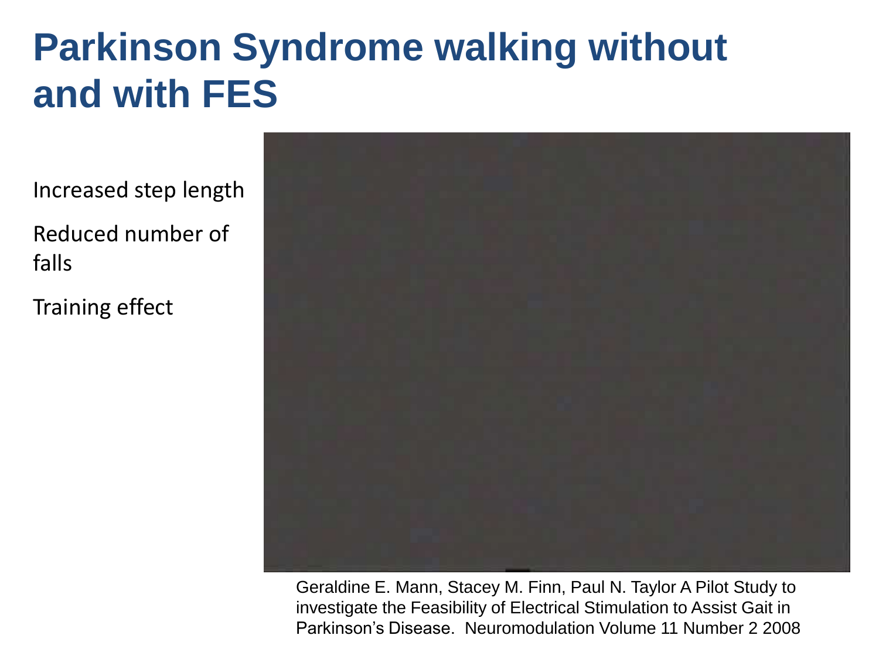# Parkinson Syndrome walking without and with FES

Increased step length

Reduced number of falls

Training effect

Geraldine E. Mann, Stacey M. Finn, Paul N. Taylor A Pilot Study to investigate the Feasibility of Electrical Stimulation to Assist Gait in Parkinson's Disease. Neuromodulation Volume 11 Number 2 2008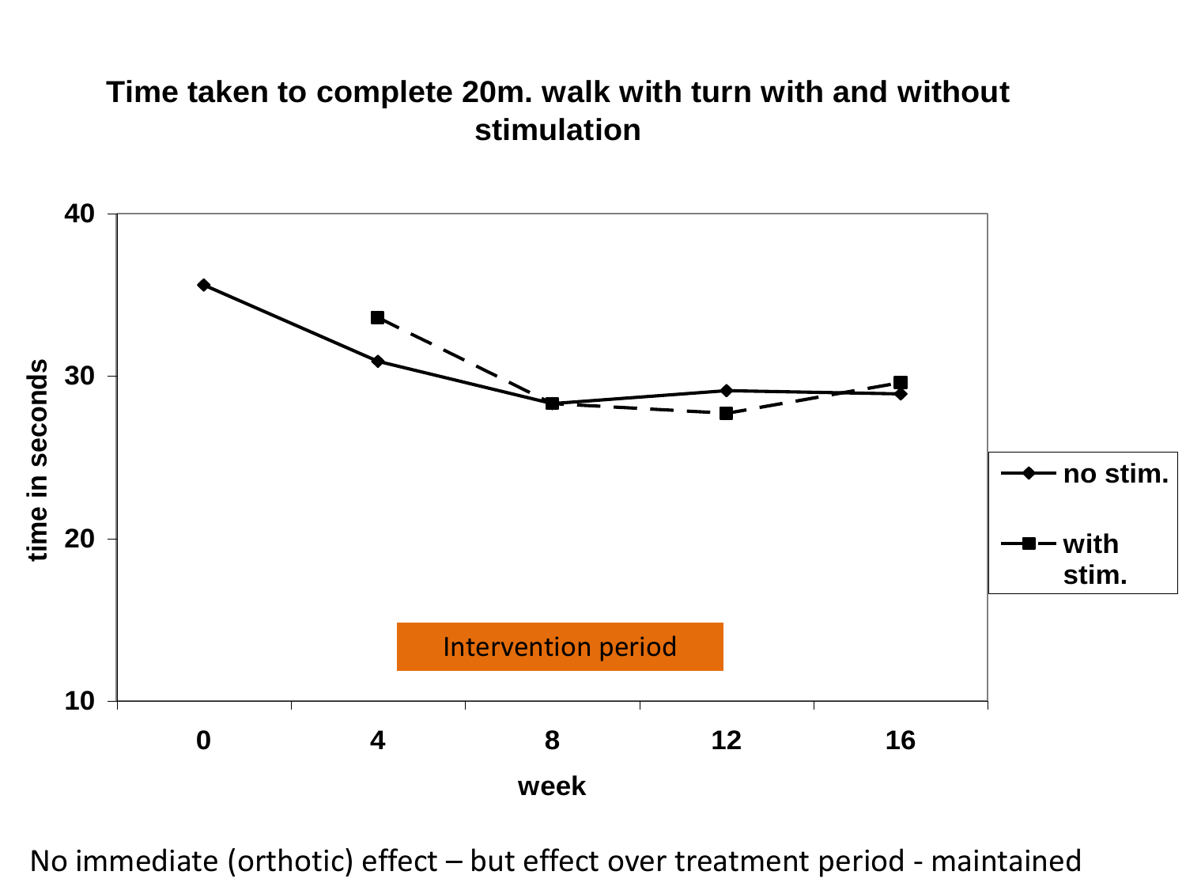**Time taken to complete 20m. walk with turn with and without stimulation**

No immediate (orthotic) effect – but effect over treatment period - maintained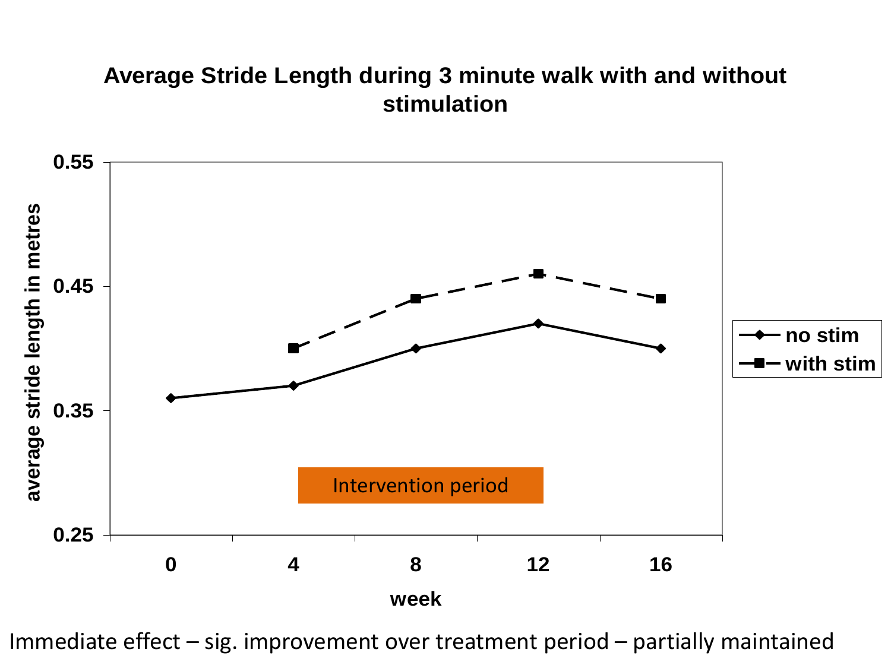## Average Stride Length during 3 minute walk with and without stimulation

Immediate effect – sig. improvement over treatment period – partially maintained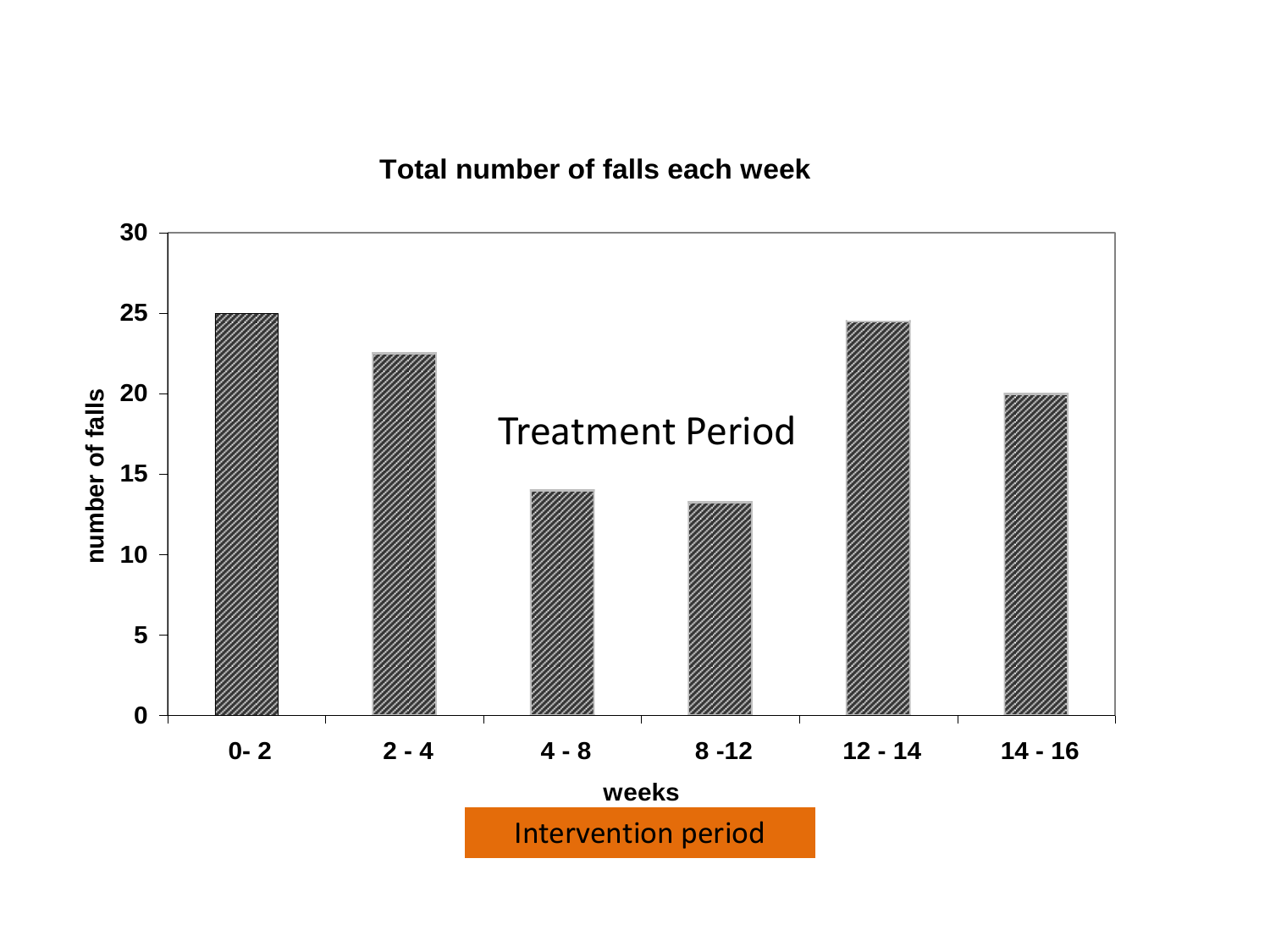**Total number of falls each week**

| weeks | number of falls |
|---|---|
| 0- 2 | 25 |
| 2 - 4 | 22.5 |
| 4 - 8 | 14 |
| 8 -12 | 13.3 |
| 12 - 14 | 24.5 |
| 14 - 16 | 20 |

Treatment Period

Intervention period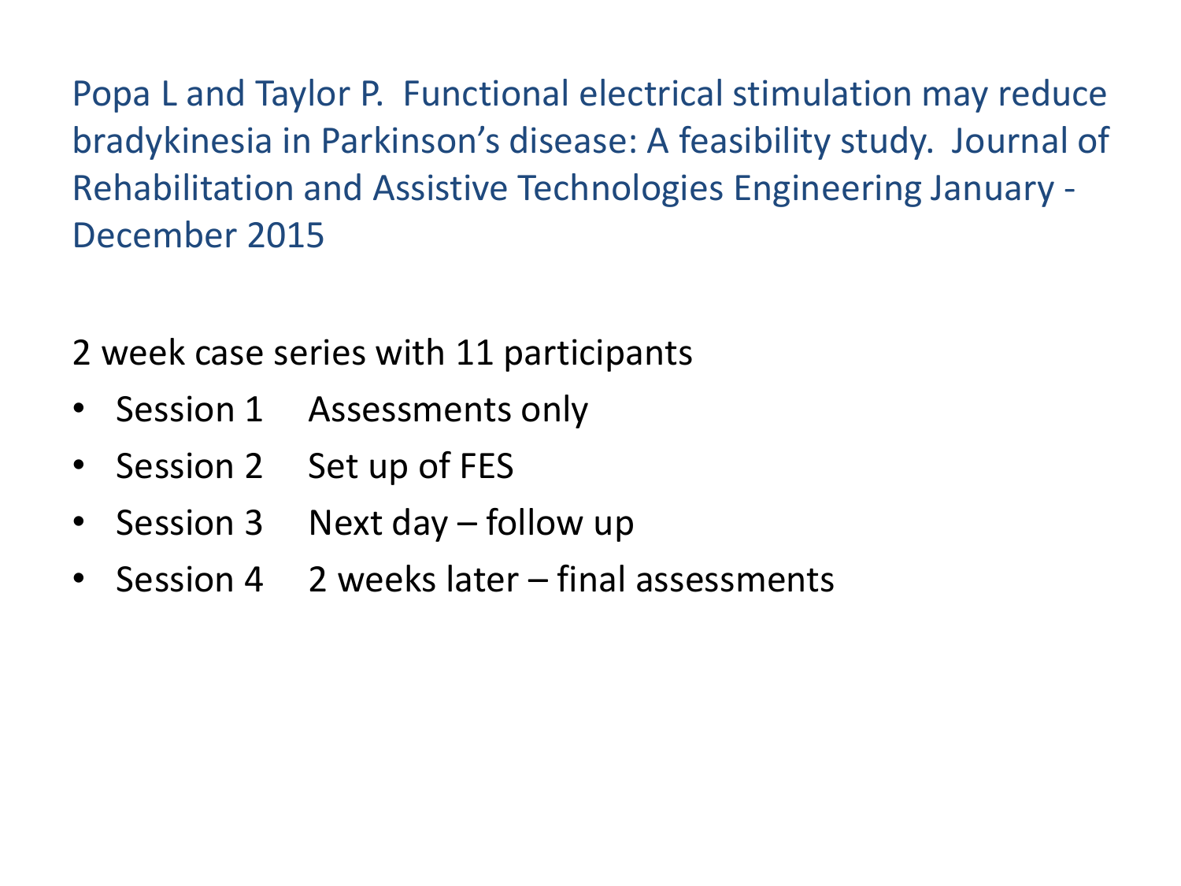Popa L and Taylor P. Functional electrical stimulation may reduce bradykinesia in Parkinson's disease: A feasibility study. Journal of Rehabilitation and Assistive Technologies Engineering January - December 2015

2 week case series with 11 participants

- Session 1 Assessments only
- Session 2 Set up of FES
- Session 3 Next day – follow up
- Session 4 2 weeks later – final assessments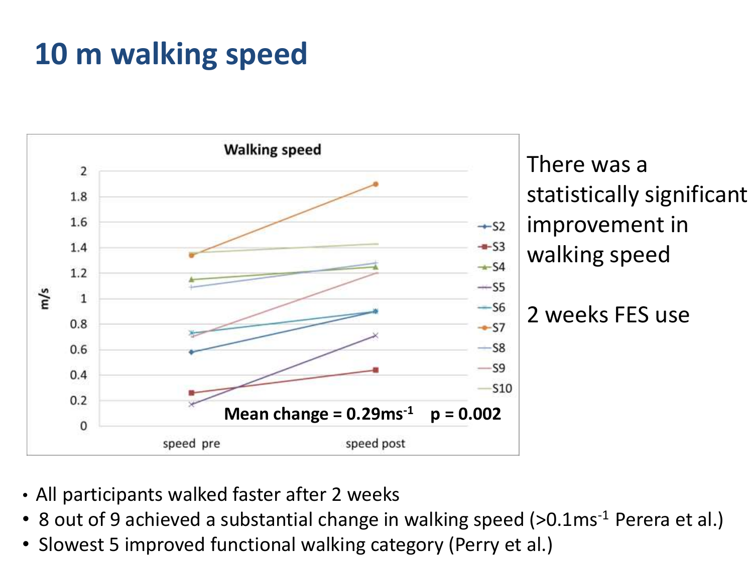# 10 m walking speed

**Walking speed**

**Mean change = $0.29ms^{-1}$ p = 0.002**

There was a statistically significant improvement in walking speed

2 weeks FES use

- All participants walked faster after 2 weeks
- 8 out of 9 achieved a substantial change in walking speed ($>0.1ms^{-1}$ Perera et al.)
- Slowest 5 improved functional walking category (Perry et al.)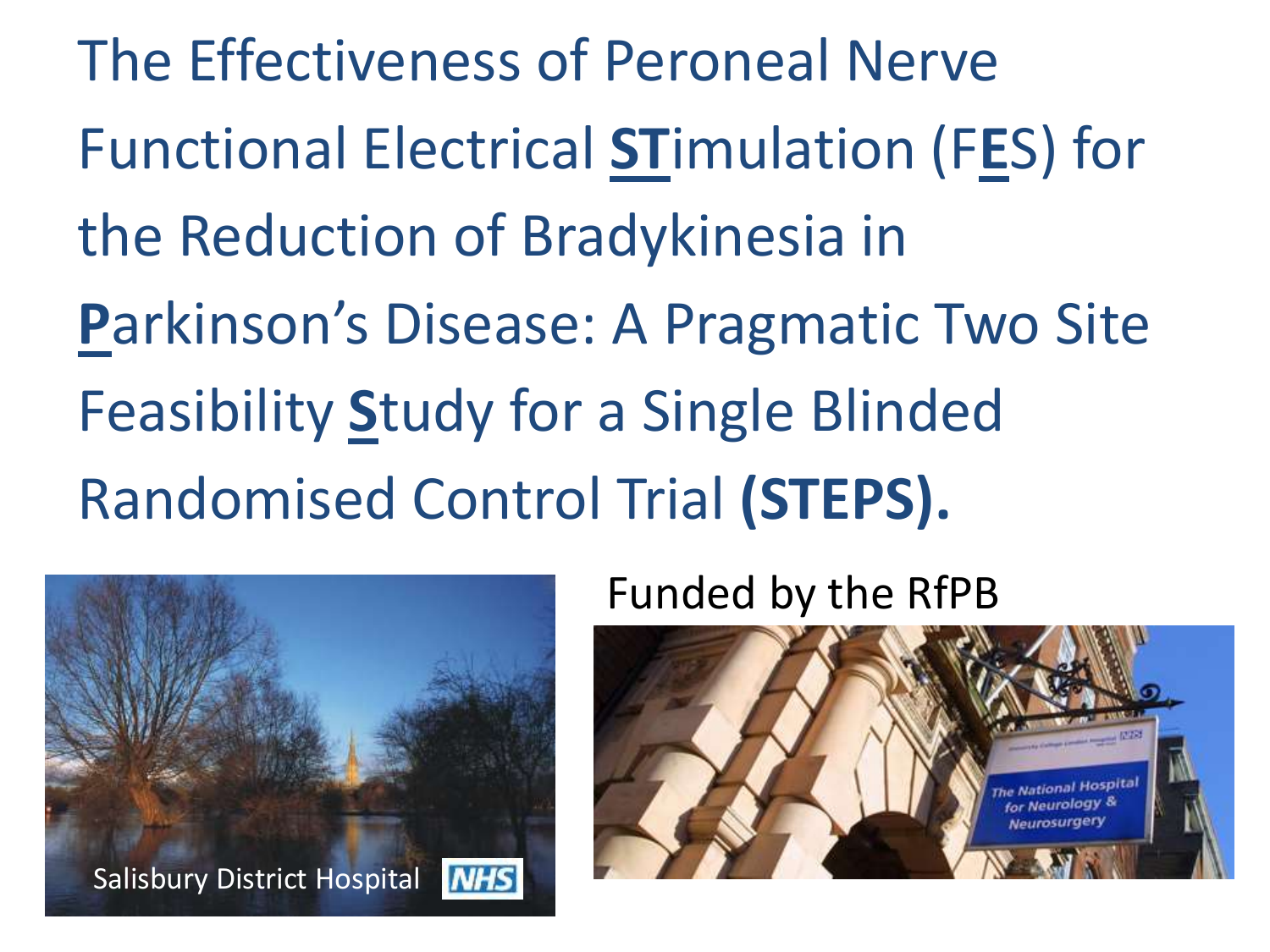# The Effectiveness of Peroneal Nerve Functional Electrical **ST**imulation (F**E**S) for the Reduction of Bradykinesia in **P**arkinson's Disease: A Pragmatic Two Site Feasibility **S**tudy for a Single Blinded Randomised Control Trial **(STEPS).**

Funded by the RfPB

Salisbury District Hospital NHS

The National Hospital for Neurology & Neurosurgery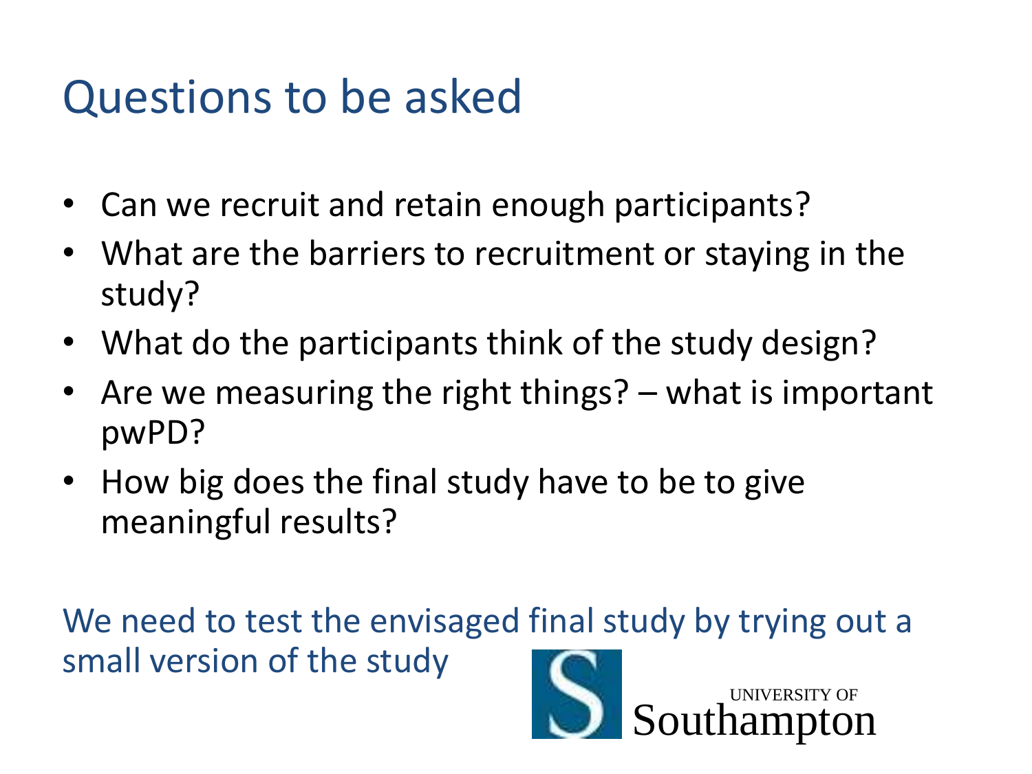# Questions to be asked

- Can we recruit and retain enough participants?
- What are the barriers to recruitment or staying in the study?
- What do the participants think of the study design?
- Are we measuring the right things? – what is important pwPD?
- How big does the final study have to be to give meaningful results?

We need to test the envisaged final study by trying out a small version of the study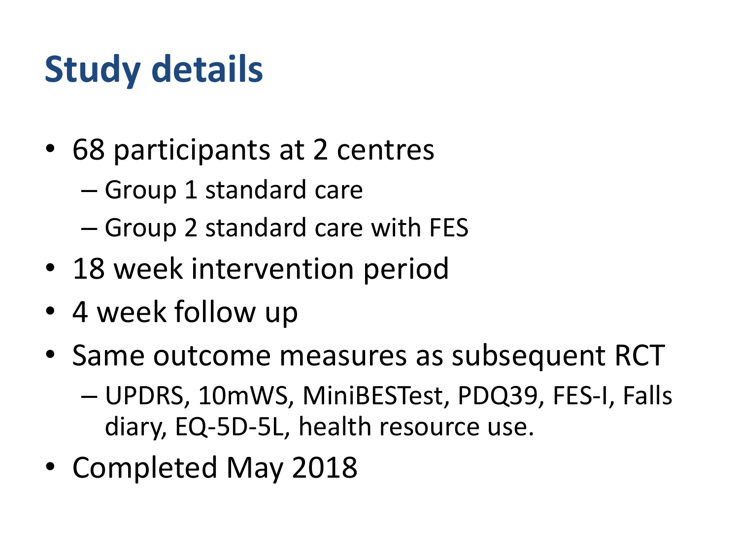# Study details

- 68 participants at 2 centres
  - Group 1 standard care
  - Group 2 standard care with FES
- 18 week intervention period
- 4 week follow up
- Same outcome measures as subsequent RCT
  - UPDRS, 10mWS, MiniBESTest, PDQ39, FES-I, Falls diary, EQ-5D-5L, health resource use.
- Completed May 2018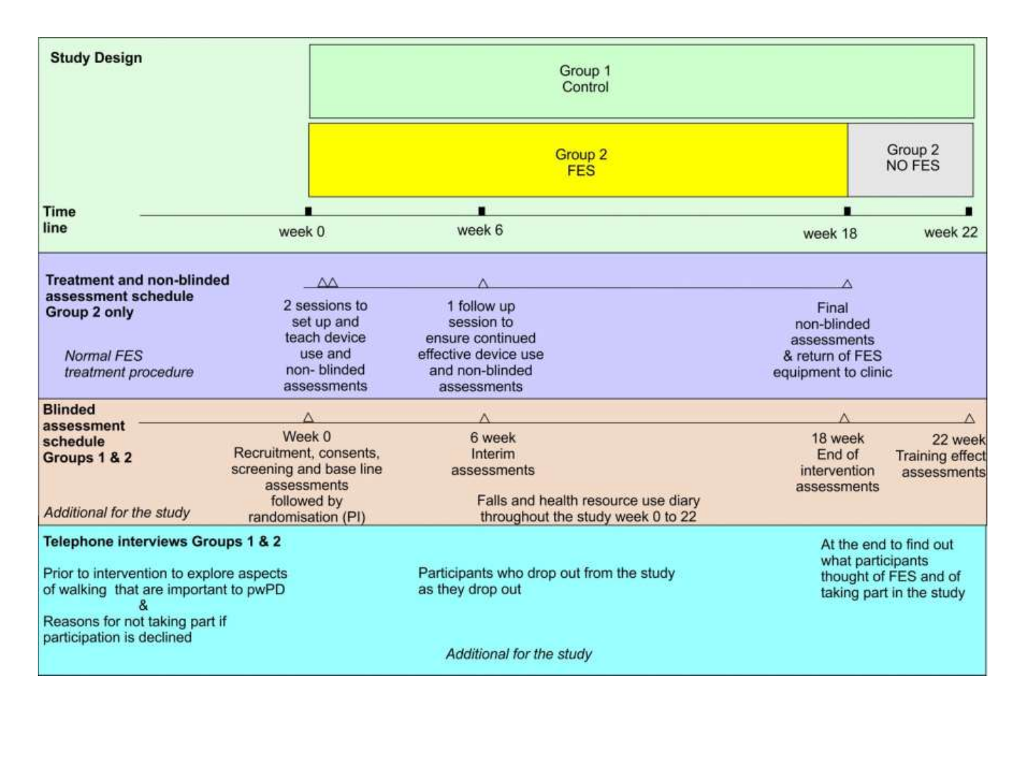**Study Design**

| | week 0 | week 6 | week 18 | week 22 |
|---|---|---|---|---|
| Group 1 Control | Group 1 Control | | | |
| Group 2 | Group 2 FES | | | Group 2 NO FES |

**Time line:** week 0 — week 6 — week 18 — week 22

**Treatment and non-blinded assessment schedule Group 2 only**

*Normal FES treatment procedure*

- 2 sessions to set up and teach device use and non- blinded assessments
- 1 follow up session to ensure continued effective device use and non-blinded assessments
- Final non-blinded assessments & return of FES equipment to clinic

**Blinded assessment schedule Groups 1 & 2**

*Additional for the study*

- Week 0 Recruitment, consents, screening and base line assessments followed by randomisation (PI)
- 6 week Interim assessments
- 18 week End of intervention assessments
- 22 week Training effect assessments

Falls and health resource use diary throughout the study week 0 to 22

**Telephone interviews Groups 1 & 2**

- Prior to intervention to explore aspects of walking that are important to pwPD & Reasons for not taking part if participation is declined
- Participants who drop out from the study as they drop out
- At the end to find out what participants thought of FES and of taking part in the study

*Additional for the study*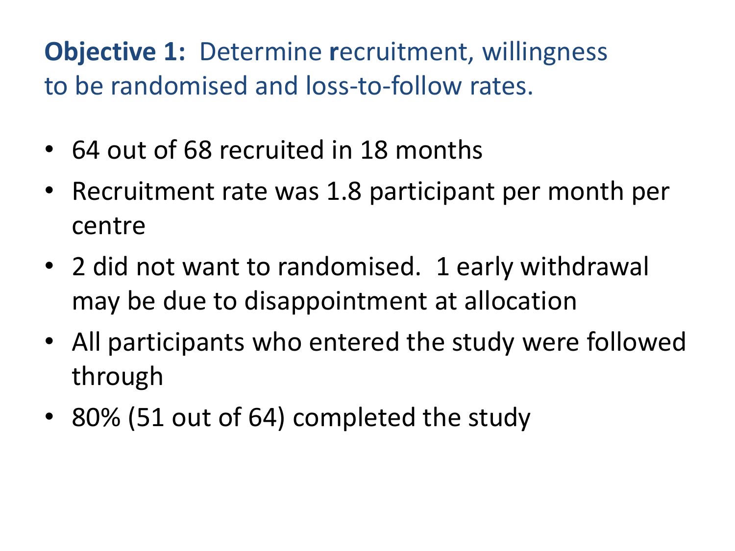**Objective 1:** Determine recruitment, willingness to be randomised and loss-to-follow rates.

- 64 out of 68 recruited in 18 months
- Recruitment rate was 1.8 participant per month per centre
- 2 did not want to randomised. 1 early withdrawal may be due to disappointment at allocation
- All participants who entered the study were followed through
- 80% (51 out of 64) completed the study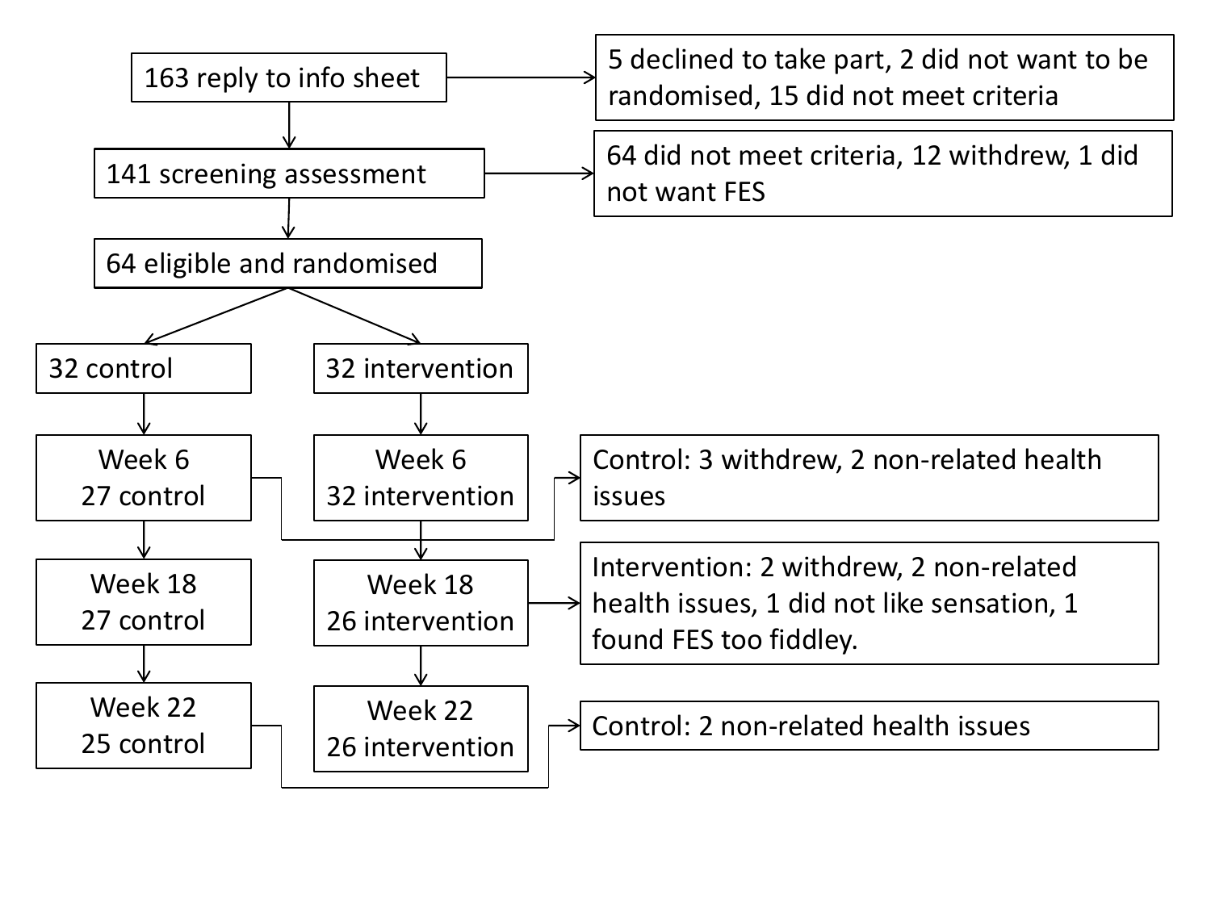163 reply to info sheet

5 declined to take part, 2 did not want to be randomised, 15 did not meet criteria

141 screening assessment

64 did not meet criteria, 12 withdrew, 1 did not want FES

64 eligible and randomised

32 control

32 intervention

Week 6
27 control

Week 6
32 intervention

Control: 3 withdrew, 2 non-related health issues

Week 18
27 control

Week 18
26 intervention

Intervention: 2 withdrew, 2 non-related health issues, 1 did not like sensation, 1 found FES too fiddley.

Week 22
25 control

Week 22
26 intervention

Control: 2 non-related health issues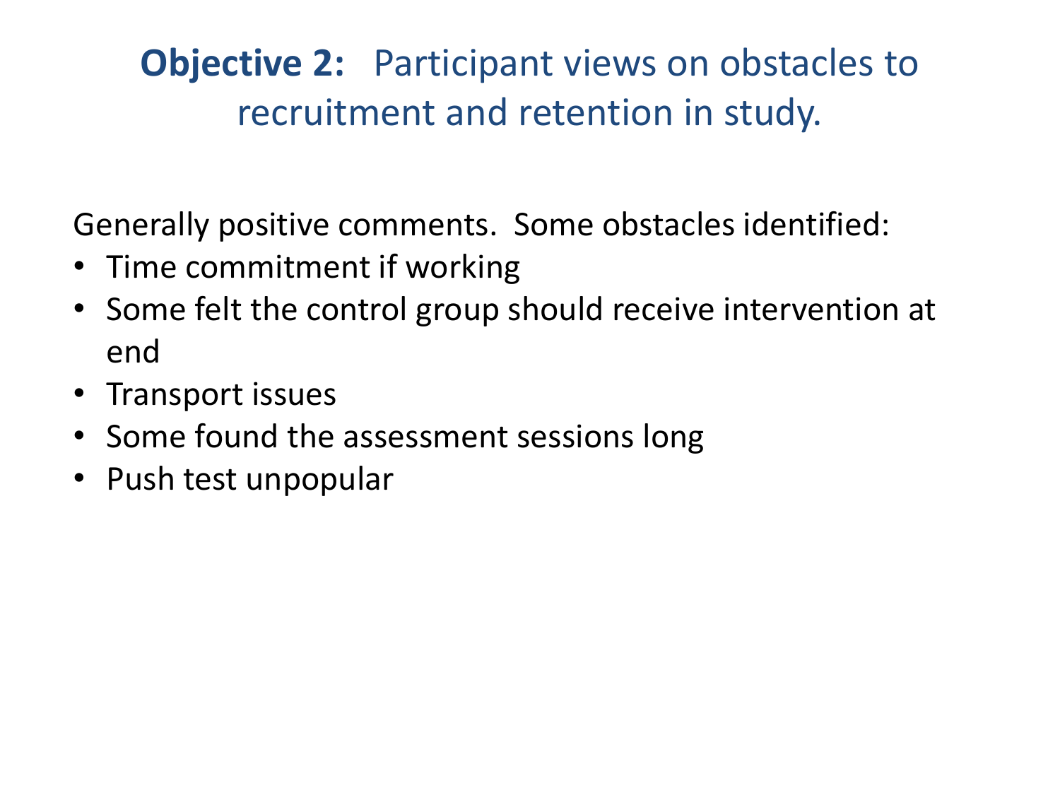# **Objective 2:** Participant views on obstacles to recruitment and retention in study.

Generally positive comments. Some obstacles identified:

- Time commitment if working
- Some felt the control group should receive intervention at end
- Transport issues
- Some found the assessment sessions long
- Push test unpopular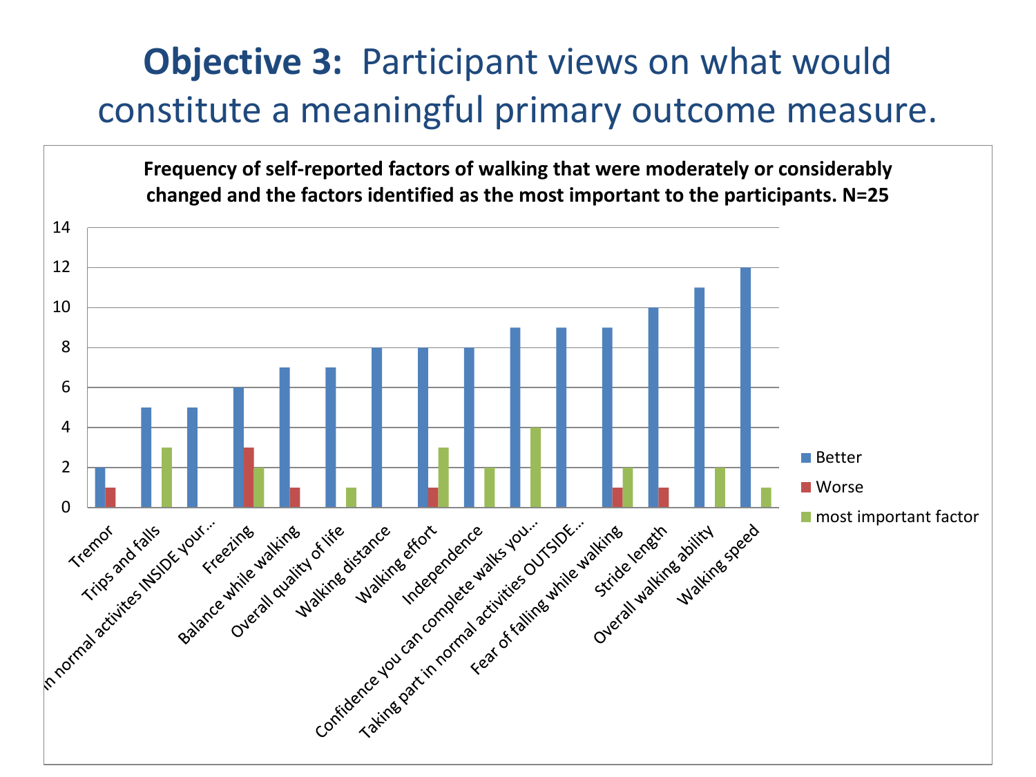# **Objective 3:** Participant views on what would constitute a meaningful primary outcome measure.

**Frequency of self-reported factors of walking that were moderately or considerably changed and the factors identified as the most important to the participants. N=25**

| Factor | Better | Worse | most important factor |
|---|---|---|---|
| Tremor | 2 | 1 | |
| Trips and falls | 5 | | 3 |
| ...in normal activites INSIDE your... | 5 | | |
| Freezing | 6 | 3 | 2 |
| Balance while walking | 7 | 1 | |
| Overall quality of life | 7 | | 1 |
| Walking distance | 8 | | |
| Walking effort | 8 | 1 | 3 |
| Independence | 8 | | 2 |
| Confidence you can complete walks you... | 9 | | 4 |
| Taking part in normal activities OUTSIDE... | 9 | | |
| Fear of falling while walking | 9 | 1 | 2 |
| Stride length | 10 | 1 | |
| Overall walking ability | 11 | | 2 |
| Walking speed | 12 | | 1 |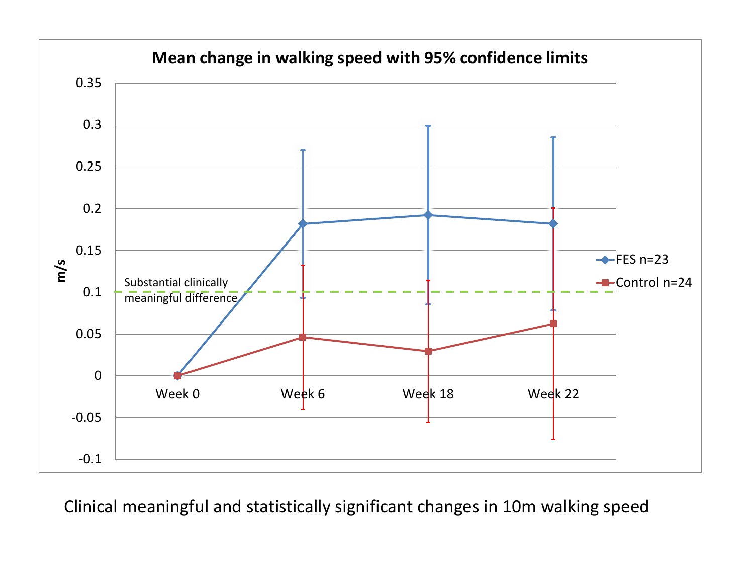Clinical meaningful and statistically significant changes in 10m walking speed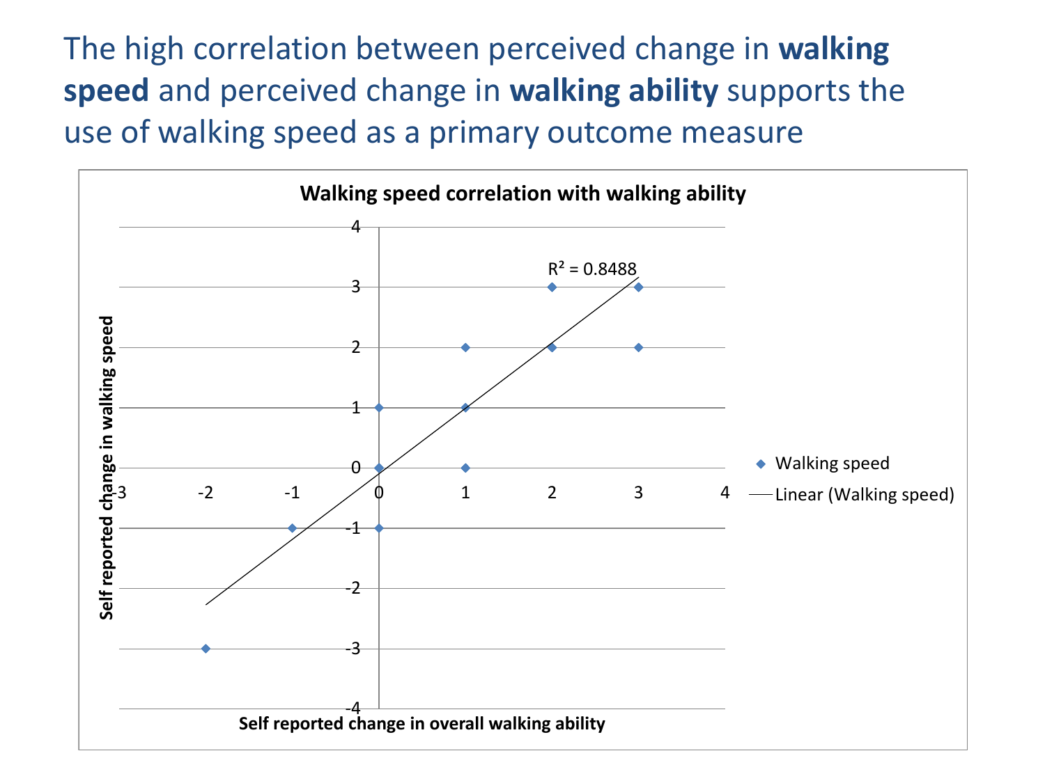# The high correlation between perceived change in **walking speed** and perceived change in **walking ability** supports the use of walking speed as a primary outcome measure

**Walking speed correlation with walking ability**

$R^2 = 0.8488$

- Walking speed
- Linear (Walking speed)

Y-axis: **Self reported change in walking speed** (−4 to 4)

X-axis: **Self reported change in overall walking ability** (−3 to 4)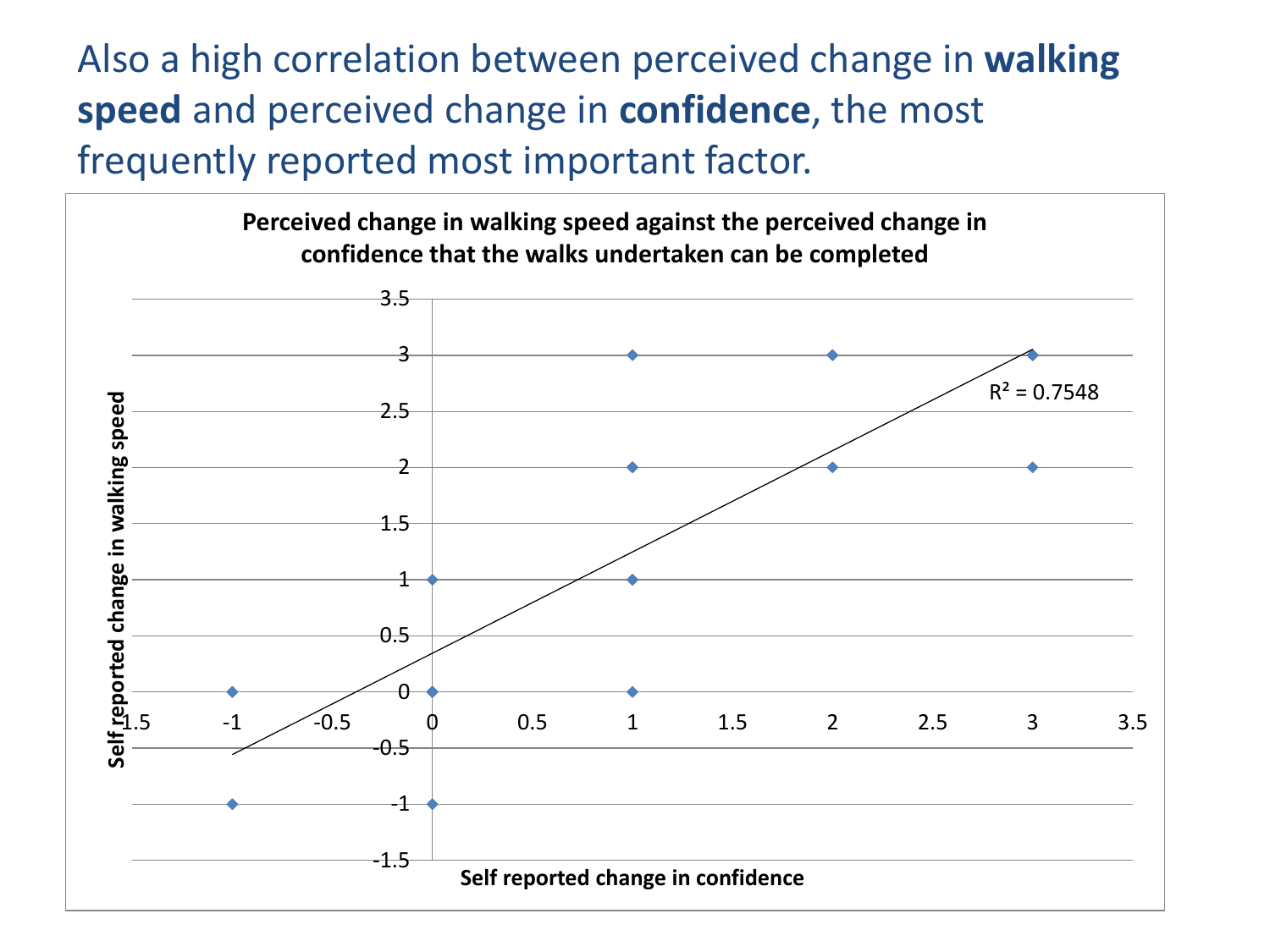Also a high correlation between perceived change in **walking speed** and perceived change in **confidence**, the most frequently reported most important factor.

**Perceived change in walking speed against the perceived change in confidence that the walks undertaken can be completed**

$R^2 = 0.7548$

Self reported change in walking speed

Self reported change in confidence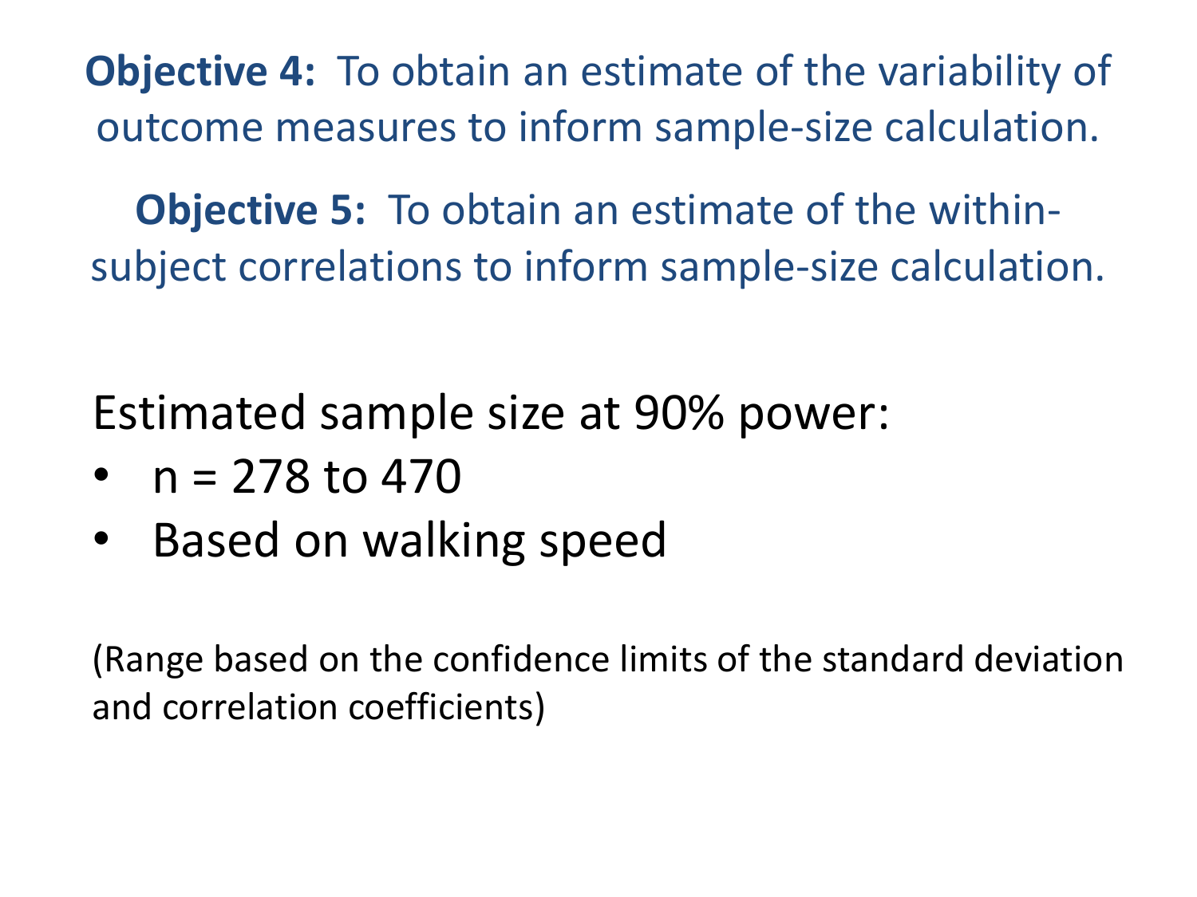**Objective 4:** To obtain an estimate of the variability of outcome measures to inform sample-size calculation.

**Objective 5:** To obtain an estimate of the within-subject correlations to inform sample-size calculation.

Estimated sample size at 90% power:

- n = 278 to 470
- Based on walking speed

(Range based on the confidence limits of the standard deviation and correlation coefficients)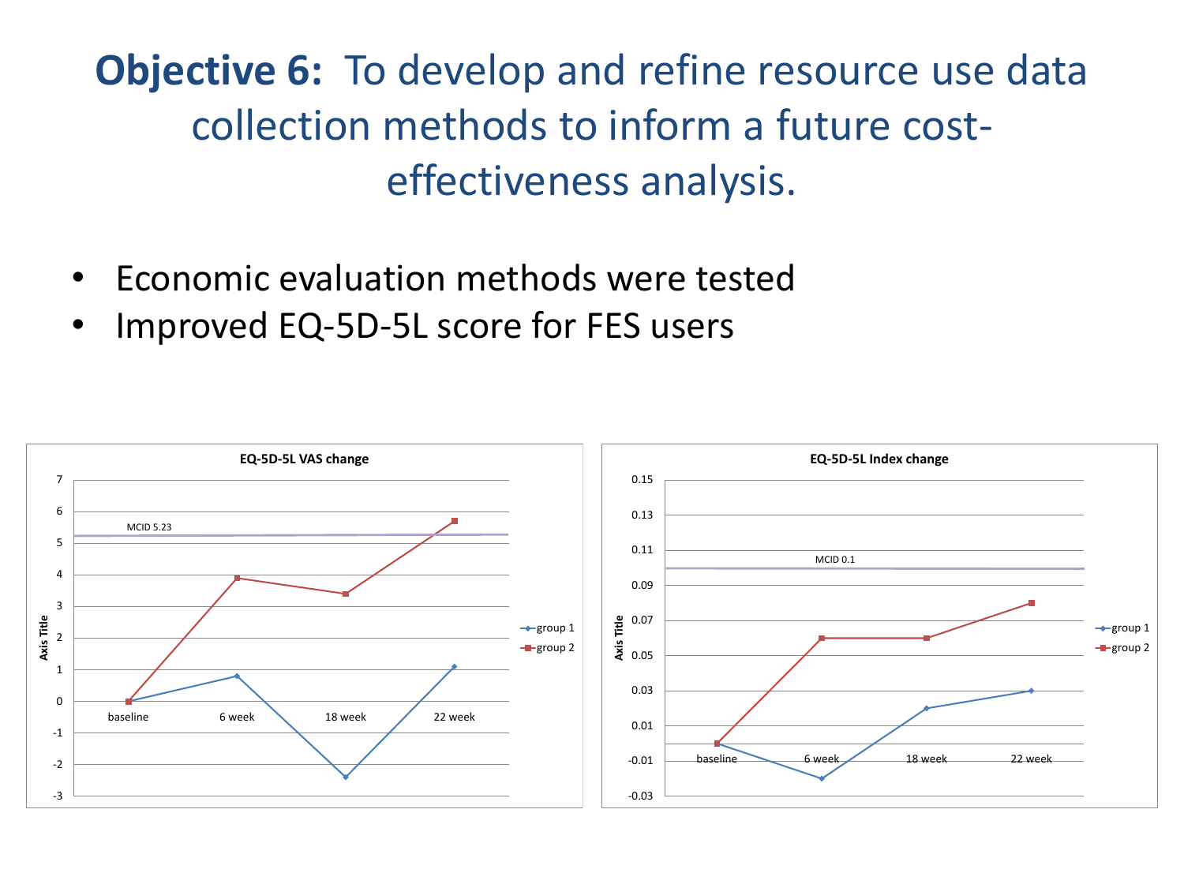# **Objective 6:** To develop and refine resource use data collection methods to inform a future cost-effectiveness analysis.

- Economic evaluation methods were tested
- Improved EQ-5D-5L score for FES users

**EQ-5D-5L VAS change**

| | baseline | 6 week | 18 week | 22 week |
|---|---|---|---|---|
| group 1 | 0 | 0.8 | -2.4 | 1.1 |
| group 2 | 0 | 3.9 | 3.4 | 5.7 |

MCID 5.23

**EQ-5D-5L Index change**

| | baseline | 6 week | 18 week | 22 week |
|---|---|---|---|---|
| group 1 | 0 | -0.02 | 0.02 | 0.03 |
| group 2 | 0 | 0.06 | 0.06 | 0.08 |

MCID 0.1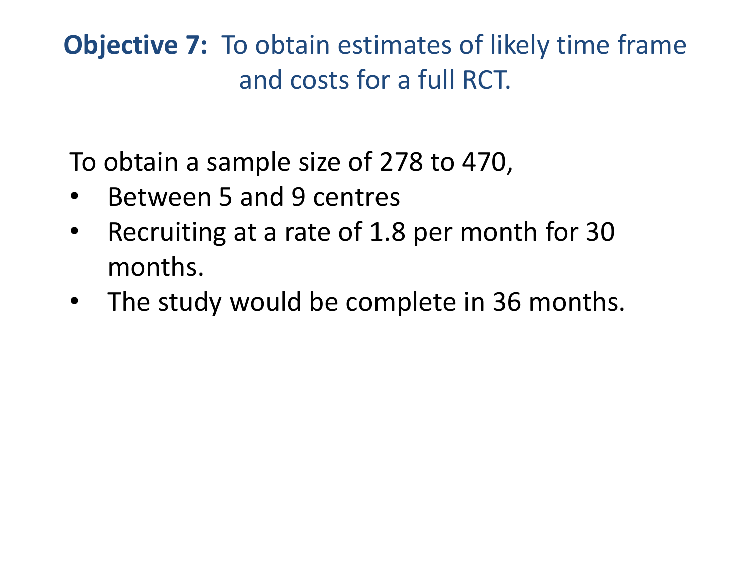## **Objective 7:** To obtain estimates of likely time frame and costs for a full RCT.

To obtain a sample size of 278 to 470,

- Between 5 and 9 centres
- Recruiting at a rate of 1.8 per month for 30 months.
- The study would be complete in 36 months.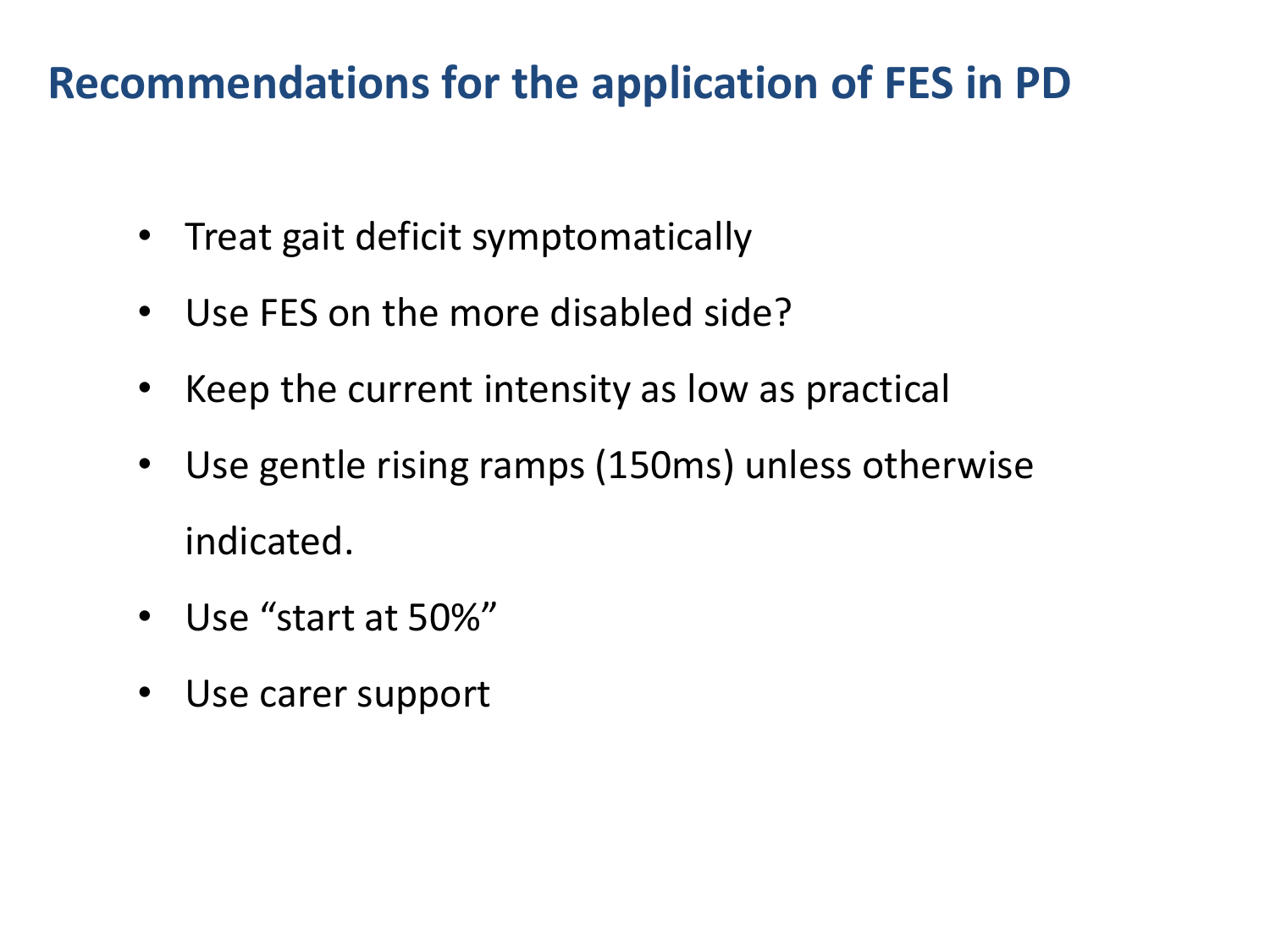# Recommendations for the application of FES in PD

- Treat gait deficit symptomatically
- Use FES on the more disabled side?
- Keep the current intensity as low as practical
- Use gentle rising ramps (150ms) unless otherwise indicated.
- Use "start at 50%"
- Use carer support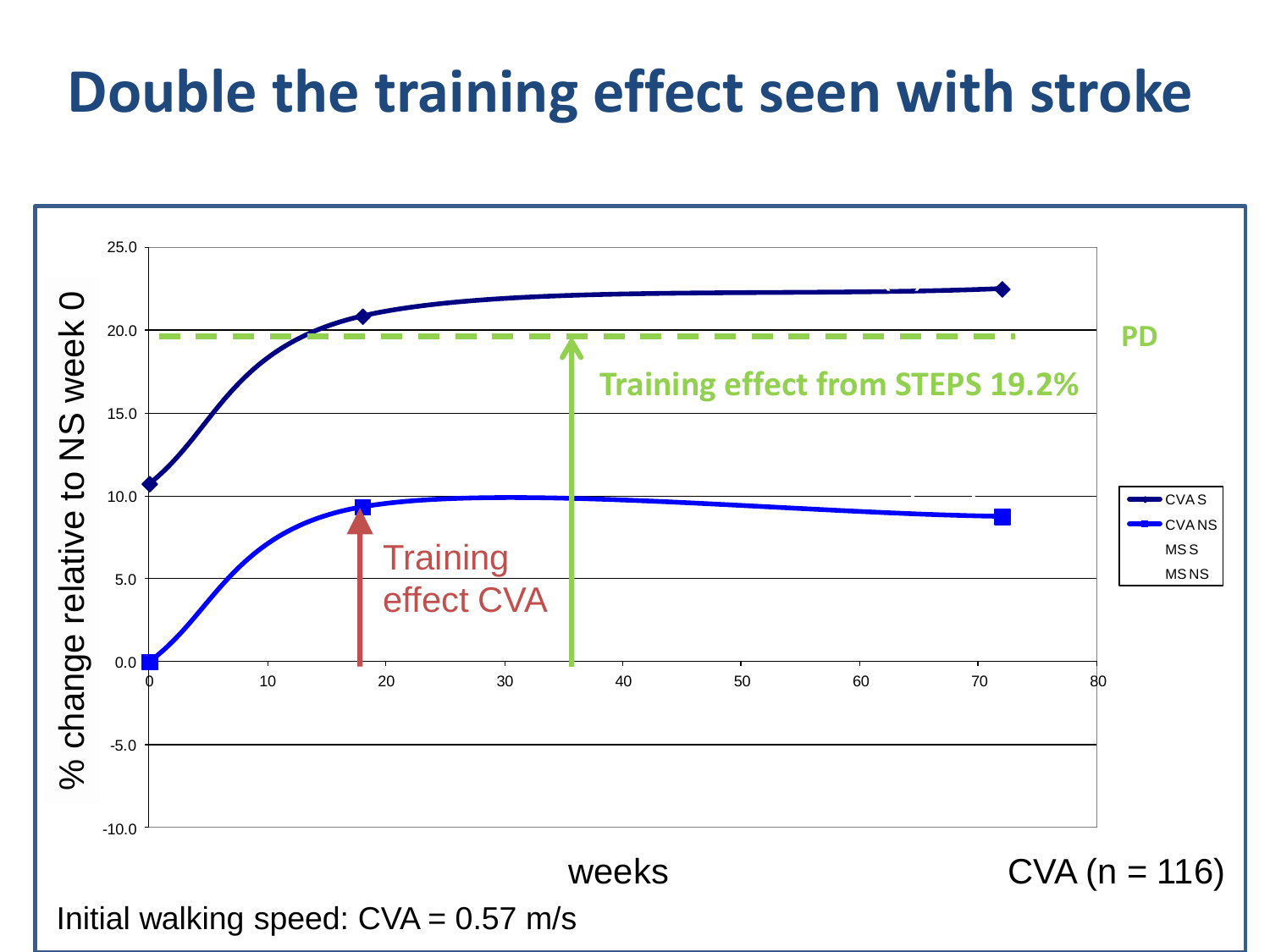# Double the training effect seen with stroke

% change relative to NS week 0

PD

Training effect from STEPS 19.2%

Training effect CVA

CVA S
CVA NS
MS S
MS NS

weeks

CVA (n = 116)

Initial walking speed: CVA = 0.57 m/s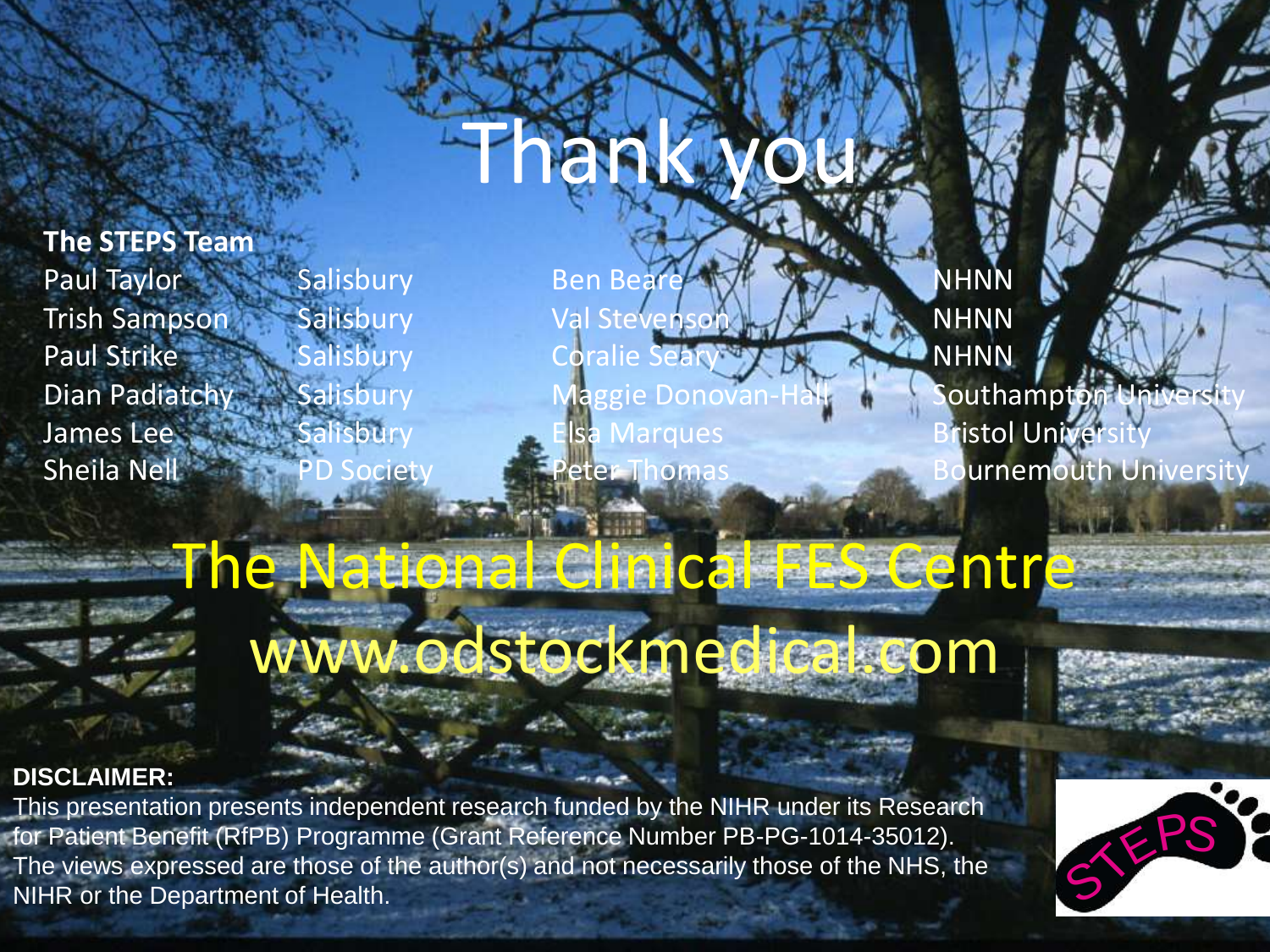# Thank you

**The STEPS Team**

| | | | |
|---|---|---|---|
| Paul Taylor | Salisbury | Ben Beare | NHNN |
| Trish Sampson | Salisbury | Val Stevenson | NHNN |
| Paul Strike | Salisbury | Coralie Seary | NHNN |
| Dian Padiatchy | Salisbury | Maggie Donovan-Hall | Southampton University |
| James Lee | Salisbury | Elsa Marques | Bristol University |
| Sheila Nell | PD Society | Peter Thomas | Bournemouth University |

## The National Clinical FES Centre

## www.odstockmedical.com

**DISCLAIMER:**
This presentation presents independent research funded by the NIHR under its Research for Patient Benefit (RfPB) Programme (Grant Reference Number PB-PG-1014-35012). The views expressed are those of the author(s) and not necessarily those of the NHS, the NIHR or the Department of Health.

STEPS